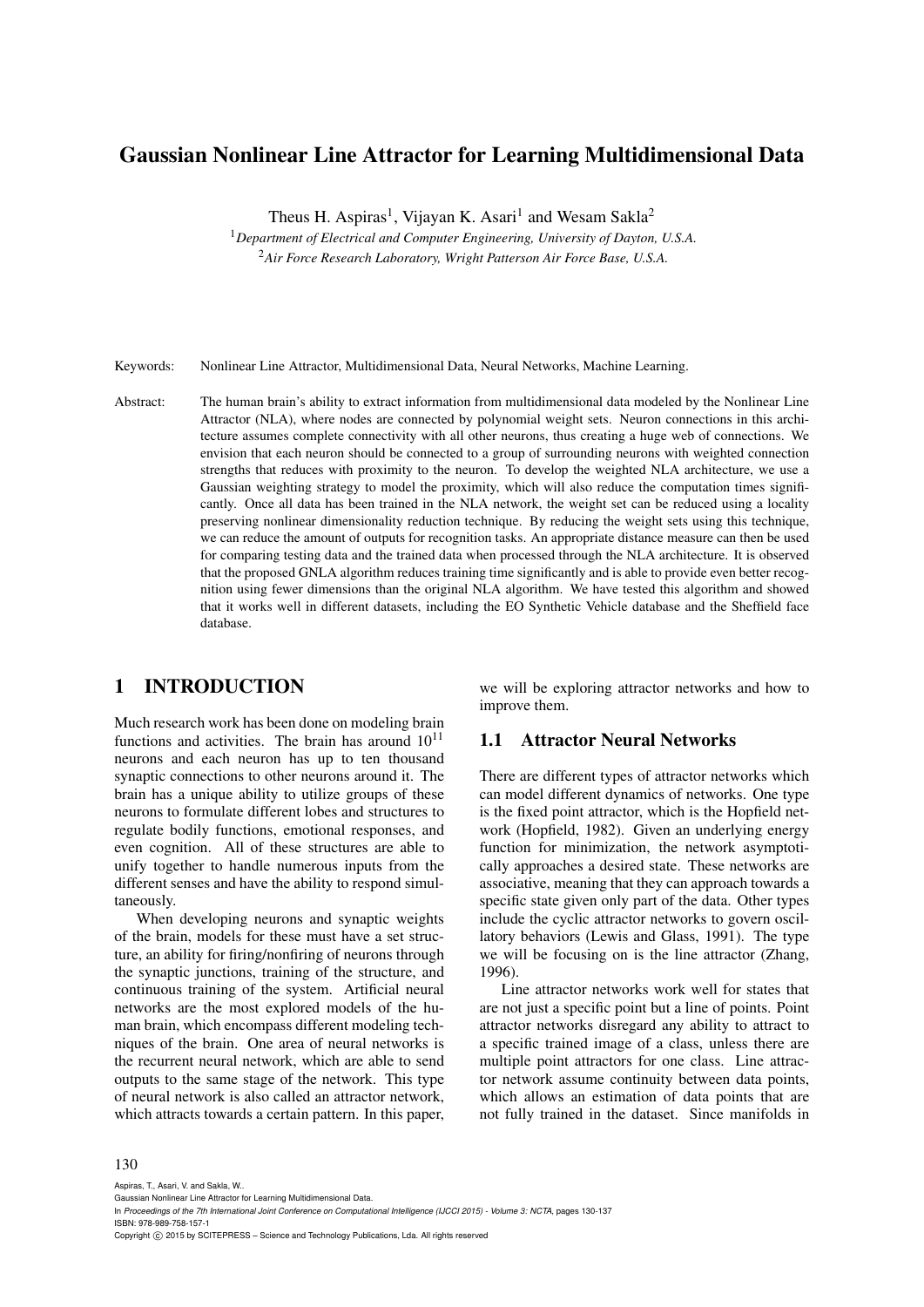# Gaussian Nonlinear Line Attractor for Learning Multidimensional Data

Theus H. Aspiras[1], Vijayan K. Asari[1] and Wesam Sakla[2]

[1] *Department of Electrical and Computer Engineering, University of Dayton, U.S.A.*

[2] *Air Force Research Laboratory, Wright Patterson Air Force Base, U.S.A.*

Keywords: Nonlinear Line Attractor, Multidimensional Data, Neural Networks, Machine Learning.

Abstract: The human brain's ability to extract information from multidimensional data modeled by the Nonlinear Line Attractor (NLA), where nodes are connected by polynomial weight sets. Neuron connections in this architecture assumes complete connectivity with all other neurons, thus creating a huge web of connections. We envision that each neuron should be connected to a group of surrounding neurons with weighted connection strengths that reduces with proximity to the neuron. To develop the weighted NLA architecture, we use a Gaussian weighting strategy to model the proximity, which will also reduce the computation times significantly. Once all data has been trained in the NLA network, the weight set can be reduced using a locality preserving nonlinear dimensionality reduction technique. By reducing the weight sets using this technique, we can reduce the amount of outputs for recognition tasks. An appropriate distance measure can then be used for comparing testing data and the trained data when processed through the NLA architecture. It is observed that the proposed GNLA algorithm reduces training time significantly and is able to provide even better recognition using fewer dimensions than the original NLA algorithm. We have tested this algorithm and showed that it works well in different datasets, including the EO Synthetic Vehicle database and the Sheffield face database.

## 1 INTRODUCTION

Much research work has been done on modeling brain functions and activities. The brain has around $10^{11}$ neurons and each neuron has up to ten thousand synaptic connections to other neurons around it. The brain has a unique ability to utilize groups of these neurons to formulate different lobes and structures to regulate bodily functions, emotional responses, and even cognition. All of these structures are able to unify together to handle numerous inputs from the different senses and have the ability to respond simultaneously.

When developing neurons and synaptic weights of the brain, models for these must have a set structure, an ability for firing/nonfiring of neurons through the synaptic junctions, training of the structure, and continuous training of the system. Artificial neural networks are the most explored models of the human brain, which encompass different modeling techniques of the brain. One area of neural networks is the recurrent neural network, which are able to send outputs to the same stage of the network. This type of neural network is also called an attractor network, which attracts towards a certain pattern. In this paper, we will be exploring attractor networks and how to improve them.

### 1.1 Attractor Neural Networks

There are different types of attractor networks which can model different dynamics of networks. One type is the fixed point attractor, which is the Hopfield network (Hopfield, 1982). Given an underlying energy function for minimization, the network asymptotically approaches a desired state. These networks are associative, meaning that they can approach towards a specific state given only part of the data. Other types include the cyclic attractor networks to govern oscillatory behaviors (Lewis and Glass, 1991). The type we will be focusing on is the line attractor (Zhang, 1996).

Line attractor networks work well for states that are not just a specific point but a line of points. Point attractor networks disregard any ability to attract to a specific trained image of a class, unless there are multiple point attractors for one class. Line attractor network assume continuity between data points, which allows an estimation of data points that are not fully trained in the dataset. Since manifolds in

Aspiras, T., Asari, V. and Sakla, W..
Gaussian Nonlinear Line Attractor for Learning Multidimensional Data.
In *Proceedings of the 7th International Joint Conference on Computational Intelligence (IJCCI 2015) - Volume 3: NCTA*, pages 130-137
ISBN: 978-989-758-157-1
Copyright © 2015 by SCITEPRESS – Science and Technology Publications, Lda. All rights reserved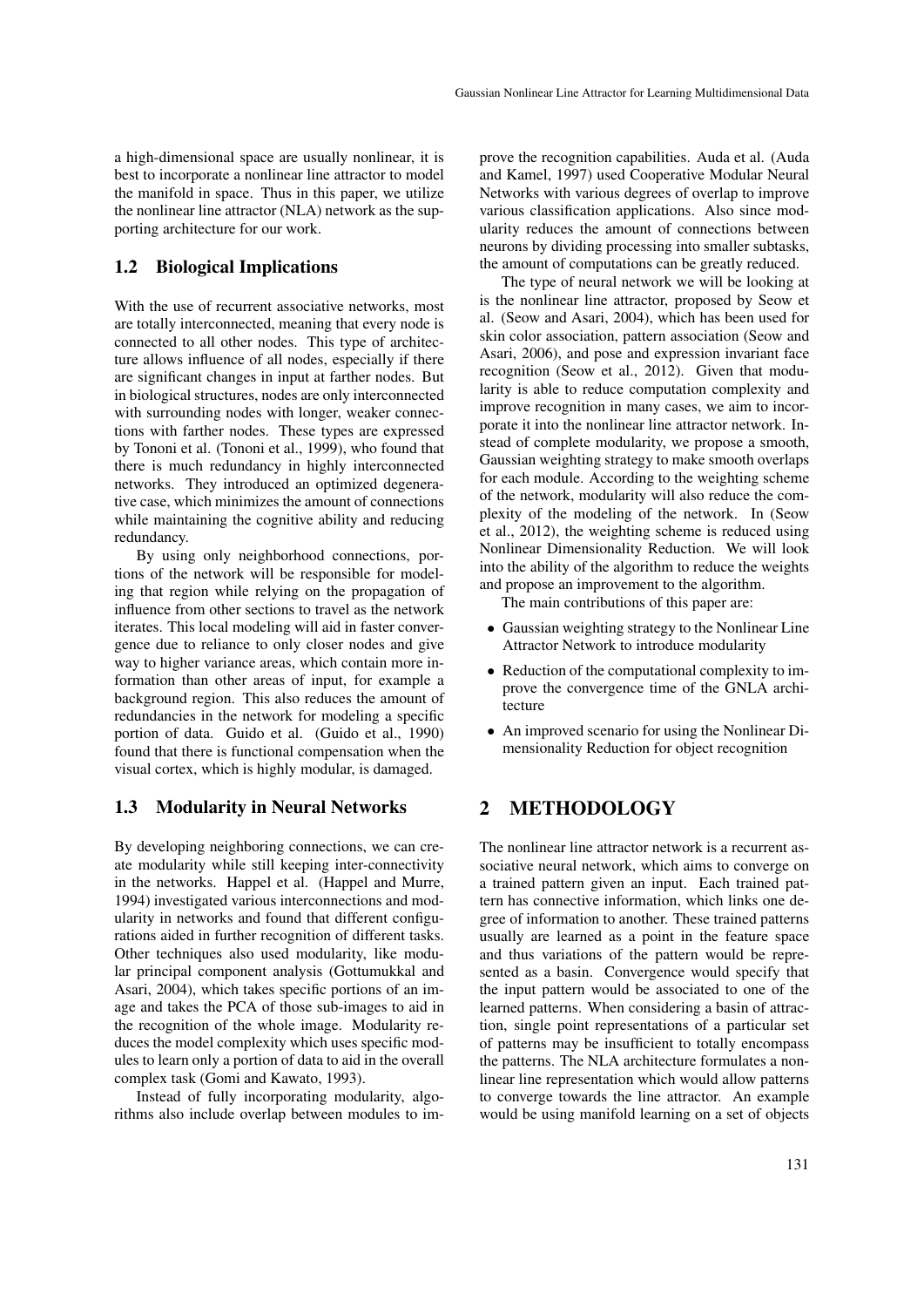a high-dimensional space are usually nonlinear, it is best to incorporate a nonlinear line attractor to model the manifold in space. Thus in this paper, we utilize the nonlinear line attractor (NLA) network as the supporting architecture for our work.

## 1.2 Biological Implications

With the use of recurrent associative networks, most are totally interconnected, meaning that every node is connected to all other nodes. This type of architecture allows influence of all nodes, especially if there are significant changes in input at farther nodes. But in biological structures, nodes are only interconnected with surrounding nodes with longer, weaker connections with farther nodes. These types are expressed by Tononi et al. (Tononi et al., 1999), who found that there is much redundancy in highly interconnected networks. They introduced an optimized degenerative case, which minimizes the amount of connections while maintaining the cognitive ability and reducing redundancy.

By using only neighborhood connections, portions of the network will be responsible for modeling that region while relying on the propagation of influence from other sections to travel as the network iterates. This local modeling will aid in faster convergence due to reliance to only closer nodes and give way to higher variance areas, which contain more information than other areas of input, for example a background region. This also reduces the amount of redundancies in the network for modeling a specific portion of data. Guido et al. (Guido et al., 1990) found that there is functional compensation when the visual cortex, which is highly modular, is damaged.

## 1.3 Modularity in Neural Networks

By developing neighboring connections, we can create modularity while still keeping inter-connectivity in the networks. Happel et al. (Happel and Murre, 1994) investigated various interconnections and modularity in networks and found that different configurations aided in further recognition of different tasks. Other techniques also used modularity, like modular principal component analysis (Gottumukkal and Asari, 2004), which takes specific portions of an image and takes the PCA of those sub-images to aid in the recognition of the whole image. Modularity reduces the model complexity which uses specific modules to learn only a portion of data to aid in the overall complex task (Gomi and Kawato, 1993).

Instead of fully incorporating modularity, algorithms also include overlap between modules to improve the recognition capabilities. Auda et al. (Auda and Kamel, 1997) used Cooperative Modular Neural Networks with various degrees of overlap to improve various classification applications. Also since modularity reduces the amount of connections between neurons by dividing processing into smaller subtasks, the amount of computations can be greatly reduced.

The type of neural network we will be looking at is the nonlinear line attractor, proposed by Seow et al. (Seow and Asari, 2004), which has been used for skin color association, pattern association (Seow and Asari, 2006), and pose and expression invariant face recognition (Seow et al., 2012). Given that modularity is able to reduce computation complexity and improve recognition in many cases, we aim to incorporate it into the nonlinear line attractor network. Instead of complete modularity, we propose a smooth, Gaussian weighting strategy to make smooth overlaps for each module. According to the weighting scheme of the network, modularity will also reduce the complexity of the modeling of the network. In (Seow et al., 2012), the weighting scheme is reduced using Nonlinear Dimensionality Reduction. We will look into the ability of the algorithm to reduce the weights and propose an improvement to the algorithm.

The main contributions of this paper are:

- Gaussian weighting strategy to the Nonlinear Line Attractor Network to introduce modularity
- Reduction of the computational complexity to improve the convergence time of the GNLA architecture
- An improved scenario for using the Nonlinear Dimensionality Reduction for object recognition

# 2 METHODOLOGY

The nonlinear line attractor network is a recurrent associative neural network, which aims to converge on a trained pattern given an input. Each trained pattern has connective information, which links one degree of information to another. These trained patterns usually are learned as a point in the feature space and thus variations of the pattern would be represented as a basin. Convergence would specify that the input pattern would be associated to one of the learned patterns. When considering a basin of attraction, single point representations of a particular set of patterns may be insufficient to totally encompass the patterns. The NLA architecture formulates a nonlinear line representation which would allow patterns to converge towards the line attractor. An example would be using manifold learning on a set of objects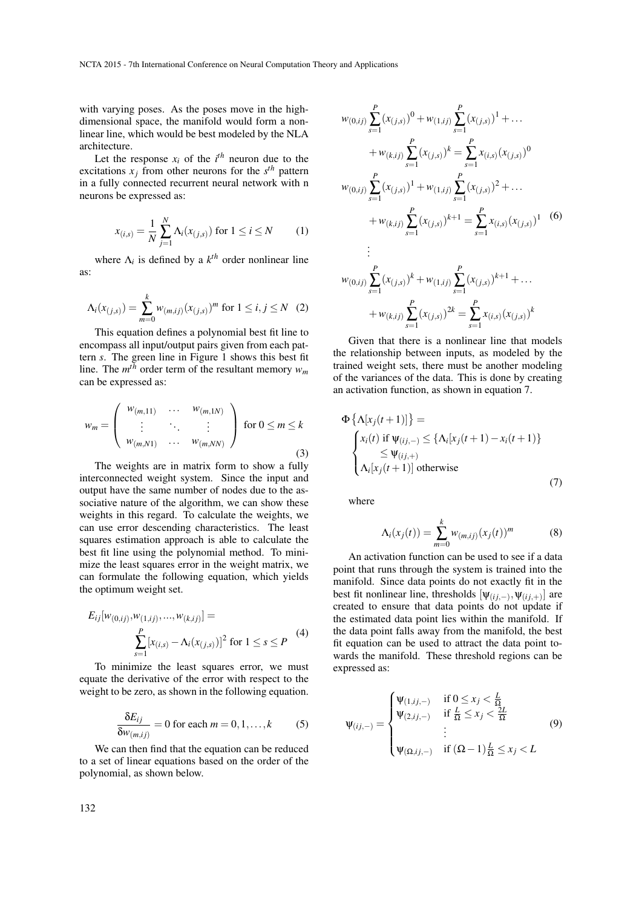with varying poses. As the poses move in the high-dimensional space, the manifold would form a nonlinear line, which would be best modeled by the NLA architecture.

Let the response $x_i$ of the $i^{th}$ neuron due to the excitations $x_j$ from other neurons for the $s^{th}$ pattern in a fully connected recurrent neural network with n neurons be expressed as:

$$x_{(i,s)} = \frac{1}{N}\sum_{j=1}^{N}\Lambda_i(x_{(j,s)}) \text{ for } 1 \leq i \leq N \quad (1)$$

where $\Lambda_i$ is defined by a $k^{th}$ order nonlinear line as:

$$\Lambda_i(x_{(j,s)}) = \sum_{m=0}^{k} w_{(m,ij)}(x_{(j,s)})^m \text{ for } 1 \leq i,j \leq N \quad (2)$$

This equation defines a polynomial best fit line to encompass all input/output pairs given from each pattern $s$. The green line in Figure 1 shows this best fit line. The $m^{th}$ order term of the resultant memory $w_m$ can be expressed as:

$$w_m = \begin{pmatrix} w_{(m,11)} & \cdots & w_{(m,1N)} \\ \vdots & \ddots & \vdots \\ w_{(m,N1)} & \cdots & w_{(m,NN)} \end{pmatrix} \text{ for } 0 \leq m \leq k \quad (3)$$

The weights are in matrix form to show a fully interconnected weight system. Since the input and output have the same number of nodes due to the associative nature of the algorithm, we can show these weights in this regard. To calculate the weights, we can use error descending characteristics. The least squares estimation approach is able to calculate the best fit line using the polynomial method. To minimize the least squares error in the weight matrix, we can formulate the following equation, which yields the optimum weight set.

$$E_{ij}[w_{(0,ij)}, w_{(1,ij)}, ..., w_{(k,ij)}] = \sum_{s=1}^{P}[x_{(i,s)} - \Lambda_i(x_{(j,s)})]^2 \text{ for } 1 \leq s \leq P \quad (4)$$

To minimize the least squares error, we must equate the derivative of the error with respect to the weight to be zero, as shown in the following equation.

$$\frac{\delta E_{ij}}{\delta w_{(m,ij)}} = 0 \text{ for each } m = 0,1,\ldots,k \quad (5)$$

We can then find that the equation can be reduced to a set of linear equations based on the order of the polynomial, as shown below.

$$\begin{aligned}
&w_{(0,ij)}\sum_{s=1}^{P}(x_{(j,s)})^0 + w_{(1,ij)}\sum_{s=1}^{P}(x_{(j,s)})^1 + \ldots \\
&\quad + w_{(k,ij)}\sum_{s=1}^{P}(x_{(j,s)})^k = \sum_{s=1}^{P}x_{(i,s)}(x_{(j,s)})^0 \\
&w_{(0,ij)}\sum_{s=1}^{P}(x_{(j,s)})^1 + w_{(1,ij)}\sum_{s=1}^{P}(x_{(j,s)})^2 + \ldots \\
&\quad + w_{(k,ij)}\sum_{s=1}^{P}(x_{(j,s)})^{k+1} = \sum_{s=1}^{P}x_{(i,s)}(x_{(j,s)})^1 \\
&\vdots \\
&w_{(0,ij)}\sum_{s=1}^{P}(x_{(j,s)})^k + w_{(1,ij)}\sum_{s=1}^{P}(x_{(j,s)})^{k+1} + \ldots \\
&\quad + w_{(k,ij)}\sum_{s=1}^{P}(x_{(j,s)})^{2k} = \sum_{s=1}^{P}x_{(i,s)}(x_{(j,s)})^k
\end{aligned} \quad (6)$$

Given that there is a nonlinear line that models the relationship between inputs, as modeled by the trained weight sets, there must be another modeling of the variances of the data. This is done by creating an activation function, as shown in equation 7.

$$\Phi\{\Lambda[x_j(t+1)]\} = \begin{cases} x_i(t) \text{ if } \psi_{(ij,-)} \leq \{\Lambda_i[x_j(t+1) - x_i(t+1)\} \\ \quad \leq \psi_{(ij,+)} \\ \Lambda_i[x_j(t+1)] \text{ otherwise} \end{cases} \quad (7)$$

where

$$\Lambda_i(x_j(t)) = \sum_{m=0}^{k} w_{(m,ij)}(x_j(t))^m \quad (8)$$

An activation function can be used to see if a data point that runs through the system is trained into the manifold. Since data points do not exactly fit in the best fit nonlinear line, thresholds $[\psi_{(ij,-)}, \psi_{(ij,+)}]$ are created to ensure that data points do not update if the estimated data point lies within the manifold. If the data point falls away from the manifold, the best fit equation can be used to attract the data point towards the manifold. These threshold regions can be expressed as:

$$\psi_{(ij,-)} = \begin{cases} \psi_{(1,ij,-)} & \text{if } 0 \leq x_j < \frac{L}{\Omega} \\ \psi_{(2,ij,-)} & \text{if } \frac{L}{\Omega} \leq x_j < \frac{2L}{\Omega} \\ \vdots & \\ \psi_{(\Omega,ij,-)} & \text{if } (\Omega - 1)\frac{L}{\Omega} \leq x_j < L \end{cases} \quad (9)$$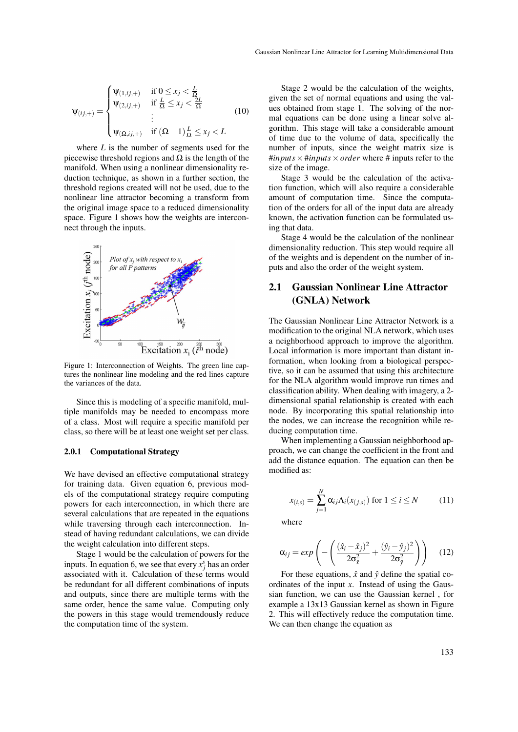$$\Psi_{(ij,+)} = \begin{cases} \Psi_{(1,ij,+)} & \text{if } 0 \leq x_j < \frac{L}{\Omega} \\ \Psi_{(2,ij,+)} & \text{if } \frac{L}{\Omega} \leq x_j < \frac{2L}{\Omega} \\ \vdots & \\ \Psi_{(\Omega,ij,+)} & \text{if } (\Omega-1)\frac{L}{\Omega} \leq x_j < L \end{cases} \tag{10}$$

where $L$ is the number of segments used for the piecewise threshold regions and $\Omega$ is the length of the manifold. When using a nonlinear dimensionality reduction technique, as shown in a further section, the threshold regions created will not be used, due to the nonlinear line attractor becoming a transform from the original image space to a reduced dimensionality space. Figure 1 shows how the weights are interconnect through the inputs.

Plot of $x_j$ with respect to $x_i$ for all $P$ patterns

$W_{ij}$

Excitation $x_j$ ($j^{\text{th}}$ node)

Excitation $x_i$ ($i^{\text{th}}$ node)

250
200
150
100
50
0
-50

0
50
100
150
200
250
300

Figure 1: Interconnection of Weights. The green line captures the nonlinear line modeling and the red lines capture the variances of the data.

Since this is modeling of a specific manifold, multiple manifolds may be needed to encompass more of a class. Most will require a specific manifold per class, so there will be at least one weight set per class.

#### 2.0.1 Computational Strategy

We have devised an effective computational strategy for training data. Given equation 6, previous models of the computational strategy require computing powers for each interconnection, in which there are several calculations that are repeated in the equations while traversing through each interconnection. Instead of having redundant calculations, we can divide the weight calculation into different steps.

Stage 1 would be the calculation of powers for the inputs. In equation 6, we see that every $x_j^s$ has an order associated with it. Calculation of these terms would be redundant for all different combinations of inputs and outputs, since there are multiple terms with the same order, hence the same value. Computing only the powers in this stage would tremendously reduce the computation time of the system.

Stage 2 would be the calculation of the weights, given the set of normal equations and using the values obtained from stage 1. The solving of the normal equations can be done using a linear solve algorithm. This stage will take a considerable amount of time due to the volume of data, specifically the number of inputs, since the weight matrix size is $\#inputs \times \#inputs \times order$ where # inputs refer to the size of the image.

Stage 3 would be the calculation of the activation function, which will also require a considerable amount of computation time. Since the computation of the orders for all of the input data are already known, the activation function can be formulated using that data.

Stage 4 would be the calculation of the nonlinear dimensionality reduction. This step would require all of the weights and is dependent on the number of inputs and also the order of the weight system.

## 2.1 Gaussian Nonlinear Line Attractor (GNLA) Network

The Gaussian Nonlinear Line Attractor Network is a modification to the original NLA network, which uses a neighborhood approach to improve the algorithm. Local information is more important than distant information, when looking from a biological perspective, so it can be assumed that using this architecture for the NLA algorithm would improve run times and classification ability. When dealing with imagery, a 2-dimensional spatial relationship is created with each node. By incorporating this spatial relationship into the nodes, we can increase the recognition while reducing computation time.

When implementing a Gaussian neighborhood approach, we can change the coefficient in the front and add the distance equation. The equation can then be modified as:

$$x_{(i,s)} = \sum_{j=1}^{N} \alpha_{ij} \Lambda_i(x_{(j,s)}) \text{ for } 1 \leq i \leq N \tag{11}$$

where

$$\alpha_{ij} = exp\left(-\left(\frac{(\hat{x}_i - \hat{x}_j)^2}{2\sigma_{\hat{x}}^2} + \frac{(\hat{y}_i - \hat{y}_j)^2}{2\sigma_{\hat{y}}^2}\right)\right) \tag{12}$$

For these equations, $\hat{x}$ and $\hat{y}$ define the spatial coordinates of the input $x$. Instead of using the Gaussian function, we can use the Gaussian kernel , for example a 13x13 Gaussian kernel as shown in Figure 2. This will effectively reduce the computation time. We can then change the equation as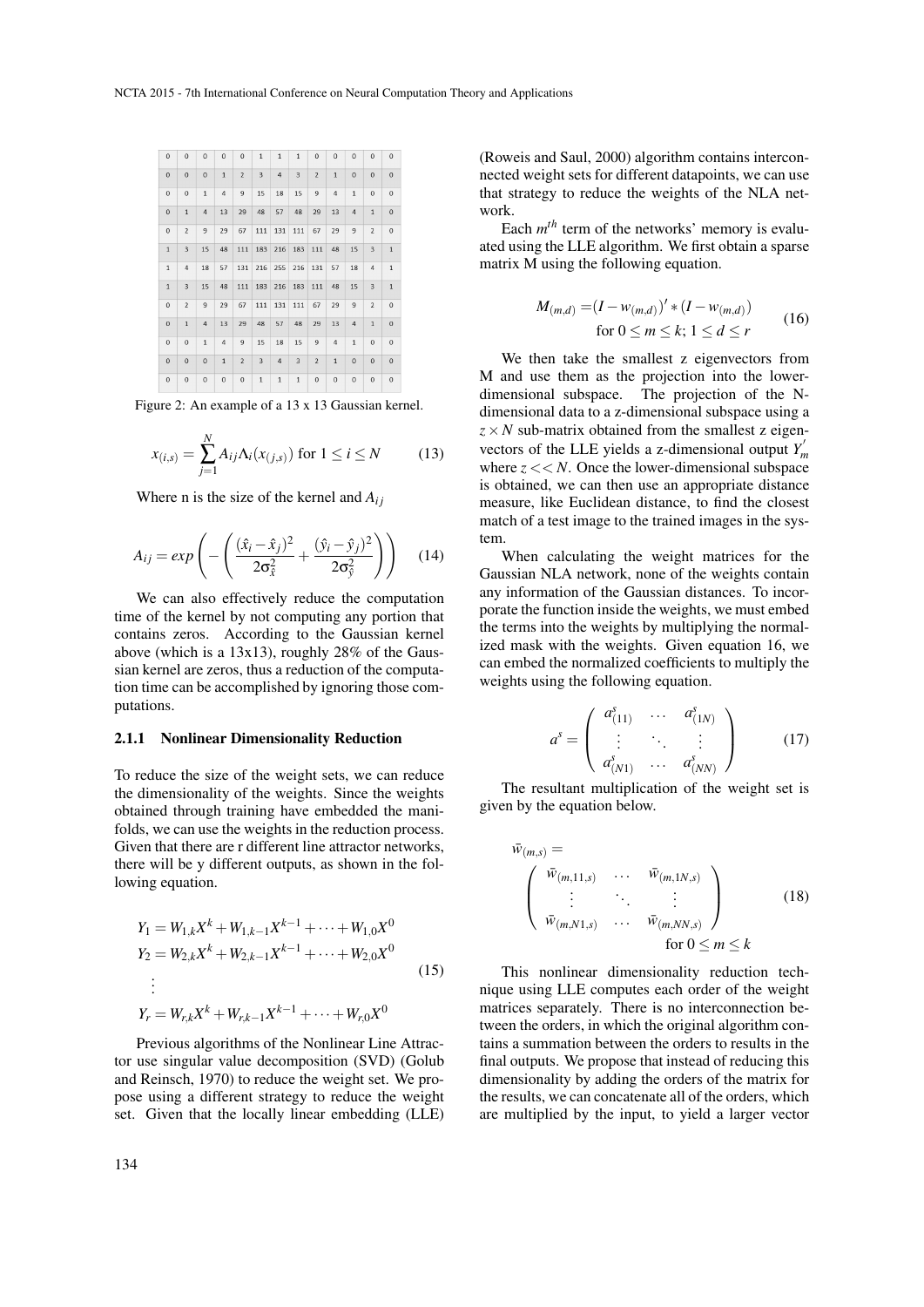| | | | | | | | | | | | | |
|---|---|---|---|---|---|---|---|---|---|---|---|---|
| 0 | 0 | 0 | 0 | 0 | 1 | 1 | 1 | 0 | 0 | 0 | 0 | 0 |
| 0 | 0 | 0 | 1 | 2 | 3 | 4 | 3 | 2 | 1 | 0 | 0 | 0 |
| 0 | 0 | 1 | 4 | 9 | 15 | 18 | 15 | 9 | 4 | 1 | 0 | 0 |
| 0 | 1 | 4 | 13 | 29 | 48 | 57 | 48 | 29 | 13 | 4 | 1 | 0 |
| 0 | 2 | 9 | 29 | 67 | 111 | 131 | 111 | 67 | 29 | 9 | 2 | 0 |
| 1 | 3 | 15 | 48 | 111 | 183 | 216 | 183 | 111 | 48 | 15 | 3 | 1 |
| 1 | 4 | 18 | 57 | 131 | 216 | 255 | 216 | 131 | 57 | 18 | 4 | 1 |
| 1 | 3 | 15 | 48 | 111 | 183 | 216 | 183 | 111 | 48 | 15 | 3 | 1 |
| 0 | 2 | 9 | 29 | 67 | 111 | 131 | 111 | 67 | 29 | 9 | 2 | 0 |
| 0 | 1 | 4 | 13 | 29 | 48 | 57 | 48 | 29 | 13 | 4 | 1 | 0 |
| 0 | 0 | 1 | 4 | 9 | 15 | 18 | 15 | 9 | 4 | 1 | 0 | 0 |
| 0 | 0 | 0 | 1 | 2 | 3 | 4 | 3 | 2 | 1 | 0 | 0 | 0 |
| 0 | 0 | 0 | 0 | 0 | 1 | 1 | 1 | 0 | 0 | 0 | 0 | 0 |

Figure 2: An example of a 13 x 13 Gaussian kernel.

$$x_{(i,s)} = \sum_{j=1}^{N} A_{ij}\Lambda_i(x_{(j,s)}) \text{ for } 1 \leq i \leq N \tag{13}$$

Where n is the size of the kernel and $A_{ij}$

$$A_{ij} = exp\left(-\left(\frac{(\hat{x}_i - \hat{x}_j)^2}{2\sigma_{\hat{x}}^2} + \frac{(\hat{y}_i - \hat{y}_j)^2}{2\sigma_{\hat{y}}^2}\right)\right) \tag{14}$$

We can also effectively reduce the computation time of the kernel by not computing any portion that contains zeros. According to the Gaussian kernel above (which is a 13x13), roughly 28% of the Gaussian kernel are zeros, thus a reduction of the computation time can be accomplished by ignoring those computations.

### 2.1.1 Nonlinear Dimensionality Reduction

To reduce the size of the weight sets, we can reduce the dimensionality of the weights. Since the weights obtained through training have embedded the manifolds, we can use the weights in the reduction process. Given that there are r different line attractor networks, there will be y different outputs, as shown in the following equation.

$$\begin{aligned}
Y_1 &= W_{1,k}X^k + W_{1,k-1}X^{k-1} + \cdots + W_{1,0}X^0 \\
Y_2 &= W_{2,k}X^k + W_{2,k-1}X^{k-1} + \cdots + W_{2,0}X^0 \\
&\vdots \\
Y_r &= W_{r,k}X^k + W_{r,k-1}X^{k-1} + \cdots + W_{r,0}X^0
\end{aligned} \tag{15}$$

Previous algorithms of the Nonlinear Line Attractor use singular value decomposition (SVD) (Golub and Reinsch, 1970) to reduce the weight set. We propose using a different strategy to reduce the weight set. Given that the locally linear embedding (LLE) (Roweis and Saul, 2000) algorithm contains interconnected weight sets for different datapoints, we can use that strategy to reduce the weights of the NLA network.

Each $m^{th}$ term of the networks' memory is evaluated using the LLE algorithm. We first obtain a sparse matrix M using the following equation.

$$\begin{aligned}
M_{(m,d)} =& (I - w_{(m,d)})' * (I - w_{(m,d)}) \\
& \text{for } 0 \leq m \leq k;\ 1 \leq d \leq r
\end{aligned} \tag{16}$$

We then take the smallest z eigenvectors from M and use them as the projection into the lower-dimensional subspace. The projection of the N-dimensional data to a z-dimensional subspace using a $z \times N$ sub-matrix obtained from the smallest z eigenvectors of the LLE yields a z-dimensional output $Y_m^{'}$ where $z << N$. Once the lower-dimensional subspace is obtained, we can then use an appropriate distance measure, like Euclidean distance, to find the closest match of a test image to the trained images in the system.

When calculating the weight matrices for the Gaussian NLA network, none of the weights contain any information of the Gaussian distances. To incorporate the function inside the weights, we must embed the terms into the weights by multiplying the normalized mask with the weights. Given equation 16, we can embed the normalized coefficients to multiply the weights using the following equation.

$$a^s = \begin{pmatrix} a^s_{(11)} & \cdots & a^s_{(1N)} \\ \vdots & \ddots & \vdots \\ a^s_{(N1)} & \cdots & a^s_{(NN)} \end{pmatrix} \tag{17}$$

The resultant multiplication of the weight set is given by the equation below.

$$\begin{aligned}
\bar{w}_{(m,s)} =& \\
& \begin{pmatrix} \bar{w}_{(m,11,s)} & \cdots & \bar{w}_{(m,1N,s)} \\ \vdots & \ddots & \vdots \\ \bar{w}_{(m,N1,s)} & \cdots & \bar{w}_{(m,NN,s)} \end{pmatrix} \\
& \text{for } 0 \leq m \leq k
\end{aligned} \tag{18}$$

This nonlinear dimensionality reduction technique using LLE computes each order of the weight matrices separately. There is no interconnection between the orders, in which the original algorithm contains a summation between the orders to results in the final outputs. We propose that instead of reducing this dimensionality by adding the orders of the matrix for the results, we can concatenate all of the orders, which are multiplied by the input, to yield a larger vector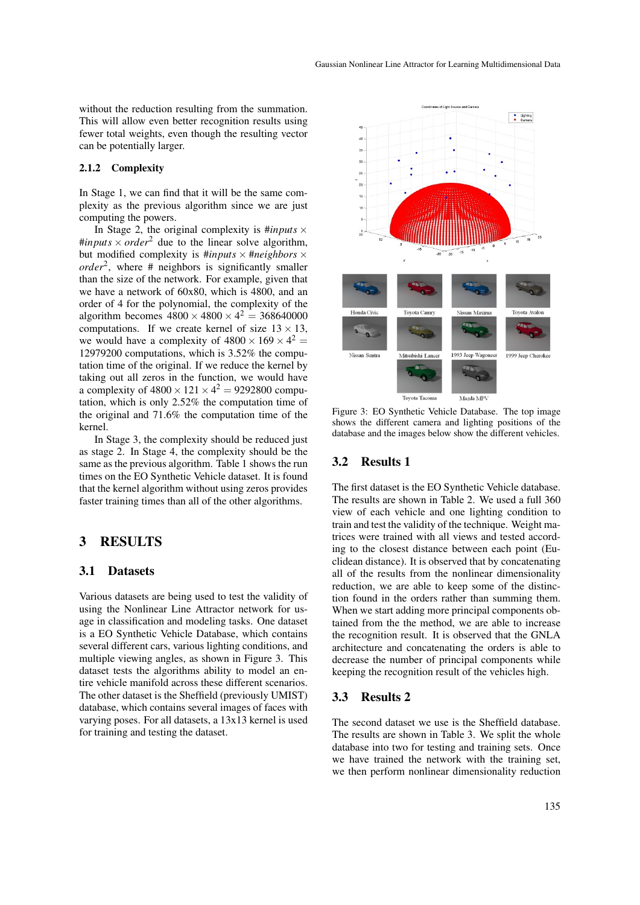without the reduction resulting from the summation. This will allow even better recognition results using fewer total weights, even though the resulting vector can be potentially larger.

#### 2.1.2 Complexity

In Stage 1, we can find that it will be the same complexity as the previous algorithm since we are just computing the powers.

In Stage 2, the original complexity is $\#inputs \times \#inputs \times order^2$ due to the linear solve algorithm, but modified complexity is $\#inputs \times \#neighbors \times order^2$, where # neighbors is significantly smaller than the size of the network. For example, given that we have a network of 60x80, which is 4800, and an order of 4 for the polynomial, the complexity of the algorithm becomes $4800 \times 4800 \times 4^2 = 368640000$ computations. If we create kernel of size $13 \times 13$, we would have a complexity of $4800 \times 169 \times 4^2 = 12979200$ computations, which is 3.52% the computation time of the original. If we reduce the kernel by taking out all zeros in the function, we would have a complexity of $4800 \times 121 \times 4^2 = 9292800$ computation, which is only 2.52% the computation time of the original and 71.6% the computation time of the kernel.

In Stage 3, the complexity should be reduced just as stage 2. In Stage 4, the complexity should be the same as the previous algorithm. Table 1 shows the run times on the EO Synthetic Vehicle dataset. It is found that the kernel algorithm without using zeros provides faster training times than all of the other algorithms.

## 3 RESULTS

### 3.1 Datasets

Various datasets are being used to test the validity of using the Nonlinear Line Attractor network for usage in classification and modeling tasks. One dataset is a EO Synthetic Vehicle Database, which contains several different cars, various lighting conditions, and multiple viewing angles, as shown in Figure 3. This dataset tests the algorithms ability to model an entire vehicle manifold across these different scenarios. The other dataset is the Sheffield (previously UMIST) database, which contains several images of faces with varying poses. For all datasets, a 13x13 kernel is used for training and testing the dataset.

Coordinates of Light Source and Camera
Lighting
Camera

Honda Civic
Toyota Camry
Nissan Maxima
Toyota Avalon
Nissan Sentra
Mitsubishi Lancer
1993 Jeep Wagoneer
1999 Jeep Cherokee
Toyota Tacoma
Mazda MPV

Figure 3: EO Synthetic Vehicle Database. The top image shows the different camera and lighting positions of the database and the images below show the different vehicles.

### 3.2 Results 1

The first dataset is the EO Synthetic Vehicle database. The results are shown in Table 2. We used a full 360 view of each vehicle and one lighting condition to train and test the validity of the technique. Weight matrices were trained with all views and tested according to the closest distance between each point (Euclidean distance). It is observed that by concatenating all of the results from the nonlinear dimensionality reduction, we are able to keep some of the distinction found in the orders rather than summing them. When we start adding more principal components obtained from the the method, we are able to increase the recognition result. It is observed that the GNLA architecture and concatenating the orders is able to decrease the number of principal components while keeping the recognition result of the vehicles high.

### 3.3 Results 2

The second dataset we use is the Sheffield database. The results are shown in Table 3. We split the whole database into two for testing and training sets. Once we have trained the network with the training set, we then perform nonlinear dimensionality reduction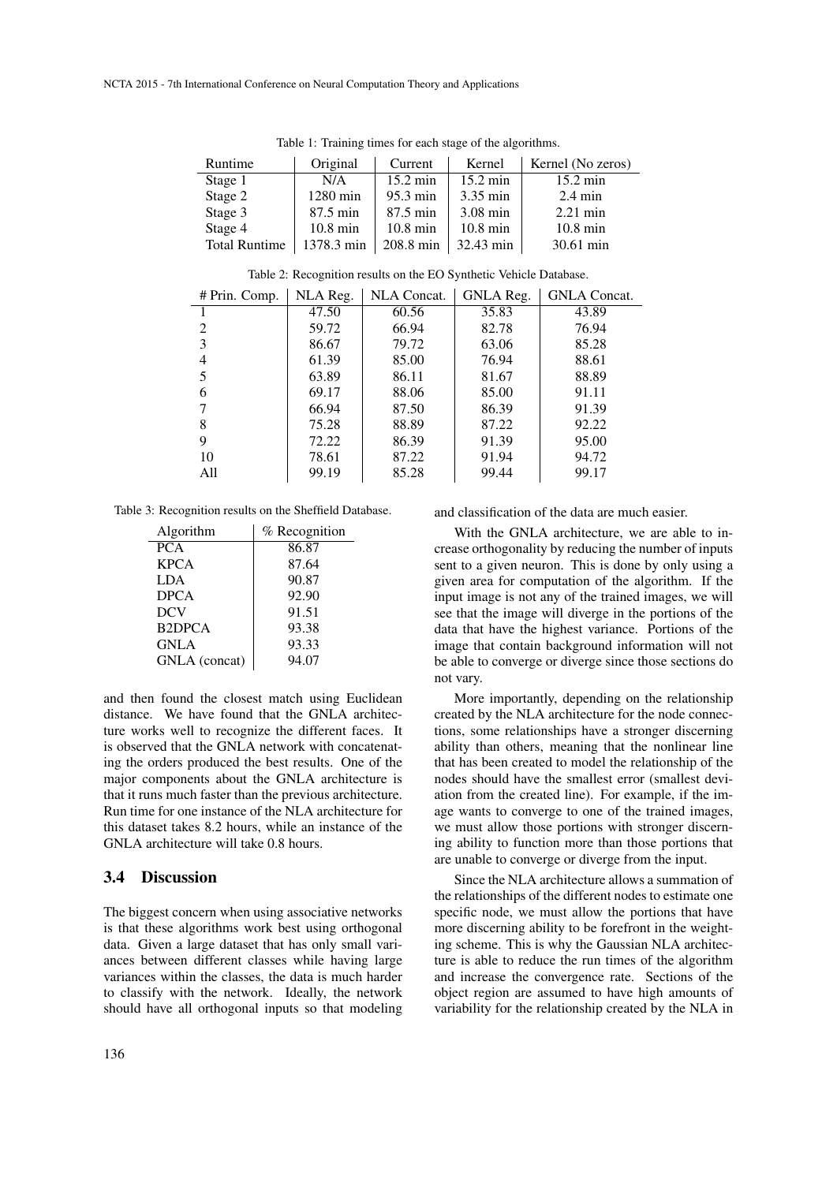Table 1: Training times for each stage of the algorithms.

| Runtime | Original | Current | Kernel | Kernel (No zeros) |
|---|---|---|---|---|
| Stage 1 | N/A | 15.2 min | 15.2 min | 15.2 min |
| Stage 2 | 1280 min | 95.3 min | 3.35 min | 2.4 min |
| Stage 3 | 87.5 min | 87.5 min | 3.08 min | 2.21 min |
| Stage 4 | 10.8 min | 10.8 min | 10.8 min | 10.8 min |
| Total Runtime | 1378.3 min | 208.8 min | 32.43 min | 30.61 min |

Table 2: Recognition results on the EO Synthetic Vehicle Database.

| # Prin. Comp. | NLA Reg. | NLA Concat. | GNLA Reg. | GNLA Concat. |
|---|---|---|---|---|
| 1 | 47.50 | 60.56 | 35.83 | 43.89 |
| 2 | 59.72 | 66.94 | 82.78 | 76.94 |
| 3 | 86.67 | 79.72 | 63.06 | 85.28 |
| 4 | 61.39 | 85.00 | 76.94 | 88.61 |
| 5 | 63.89 | 86.11 | 81.67 | 88.89 |
| 6 | 69.17 | 88.06 | 85.00 | 91.11 |
| 7 | 66.94 | 87.50 | 86.39 | 91.39 |
| 8 | 75.28 | 88.89 | 87.22 | 92.22 |
| 9 | 72.22 | 86.39 | 91.39 | 95.00 |
| 10 | 78.61 | 87.22 | 91.94 | 94.72 |
| All | 99.19 | 85.28 | 99.44 | 99.17 |

Table 3: Recognition results on the Sheffield Database.

| Algorithm | % Recognition |
|---|---|
| PCA | 86.87 |
| KPCA | 87.64 |
| LDA | 90.87 |
| DPCA | 92.90 |
| DCV | 91.51 |
| B2DPCA | 93.38 |
| GNLA | 93.33 |
| GNLA (concat) | 94.07 |

and then found the closest match using Euclidean distance. We have found that the GNLA architecture works well to recognize the different faces. It is observed that the GNLA network with concatenating the orders produced the best results. One of the major components about the GNLA architecture is that it runs much faster than the previous architecture. Run time for one instance of the NLA architecture for this dataset takes 8.2 hours, while an instance of the GNLA architecture will take 0.8 hours.

### 3.4 Discussion

The biggest concern when using associative networks is that these algorithms work best using orthogonal data. Given a large dataset that has only small variances between different classes while having large variances within the classes, the data is much harder to classify with the network. Ideally, the network should have all orthogonal inputs so that modeling and classification of the data are much easier.

With the GNLA architecture, we are able to increase orthogonality by reducing the number of inputs sent to a given neuron. This is done by only using a given area for computation of the algorithm. If the input image is not any of the trained images, we will see that the image will diverge in the portions of the data that have the highest variance. Portions of the image that contain background information will not be able to converge or diverge since those sections do not vary.

More importantly, depending on the relationship created by the NLA architecture for the node connections, some relationships have a stronger discerning ability than others, meaning that the nonlinear line that has been created to model the relationship of the nodes should have the smallest error (smallest deviation from the created line). For example, if the image wants to converge to one of the trained images, we must allow those portions with stronger discerning ability to function more than those portions that are unable to converge or diverge from the input.

Since the NLA architecture allows a summation of the relationships of the different nodes to estimate one specific node, we must allow the portions that have more discerning ability to be forefront in the weighting scheme. This is why the Gaussian NLA architecture is able to reduce the run times of the algorithm and increase the convergence rate. Sections of the object region are assumed to have high amounts of variability for the relationship created by the NLA in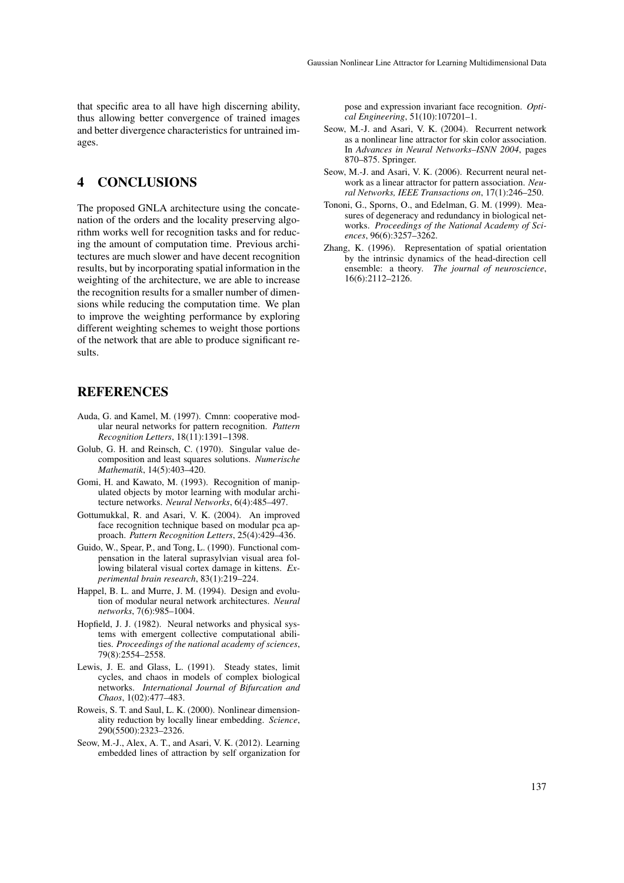that specific area to all have high discerning ability, thus allowing better convergence of trained images and better divergence characteristics for untrained images.

## 4 CONCLUSIONS

The proposed GNLA architecture using the concatenation of the orders and the locality preserving algorithm works well for recognition tasks and for reducing the amount of computation time. Previous architectures are much slower and have decent recognition results, but by incorporating spatial information in the weighting of the architecture, we are able to increase the recognition results for a smaller number of dimensions while reducing the computation time. We plan to improve the weighting performance by exploring different weighting schemes to weight those portions of the network that are able to produce significant results.

## REFERENCES

Auda, G. and Kamel, M. (1997). Cmnn: cooperative modular neural networks for pattern recognition. *Pattern Recognition Letters*, 18(11):1391–1398.

Golub, G. H. and Reinsch, C. (1970). Singular value decomposition and least squares solutions. *Numerische Mathematik*, 14(5):403–420.

Gomi, H. and Kawato, M. (1993). Recognition of manipulated objects by motor learning with modular architecture networks. *Neural Networks*, 6(4):485–497.

Gottumukkal, R. and Asari, V. K. (2004). An improved face recognition technique based on modular pca approach. *Pattern Recognition Letters*, 25(4):429–436.

Guido, W., Spear, P., and Tong, L. (1990). Functional compensation in the lateral suprasylvian visual area following bilateral visual cortex damage in kittens. *Experimental brain research*, 83(1):219–224.

Happel, B. L. and Murre, J. M. (1994). Design and evolution of modular neural network architectures. *Neural networks*, 7(6):985–1004.

Hopfield, J. J. (1982). Neural networks and physical systems with emergent collective computational abilities. *Proceedings of the national academy of sciences*, 79(8):2554–2558.

Lewis, J. E. and Glass, L. (1991). Steady states, limit cycles, and chaos in models of complex biological networks. *International Journal of Bifurcation and Chaos*, 1(02):477–483.

Roweis, S. T. and Saul, L. K. (2000). Nonlinear dimensionality reduction by locally linear embedding. *Science*, 290(5500):2323–2326.

Seow, M.-J., Alex, A. T., and Asari, V. K. (2012). Learning embedded lines of attraction by self organization for pose and expression invariant face recognition. *Optical Engineering*, 51(10):107201–1.

Seow, M.-J. and Asari, V. K. (2004). Recurrent network as a nonlinear line attractor for skin color association. In *Advances in Neural Networks–ISNN 2004*, pages 870–875. Springer.

Seow, M.-J. and Asari, V. K. (2006). Recurrent neural network as a linear attractor for pattern association. *Neural Networks, IEEE Transactions on*, 17(1):246–250.

Tononi, G., Sporns, O., and Edelman, G. M. (1999). Measures of degeneracy and redundancy in biological networks. *Proceedings of the National Academy of Sciences*, 96(6):3257–3262.

Zhang, K. (1996). Representation of spatial orientation by the intrinsic dynamics of the head-direction cell ensemble: a theory. *The journal of neuroscience*, 16(6):2112–2126.